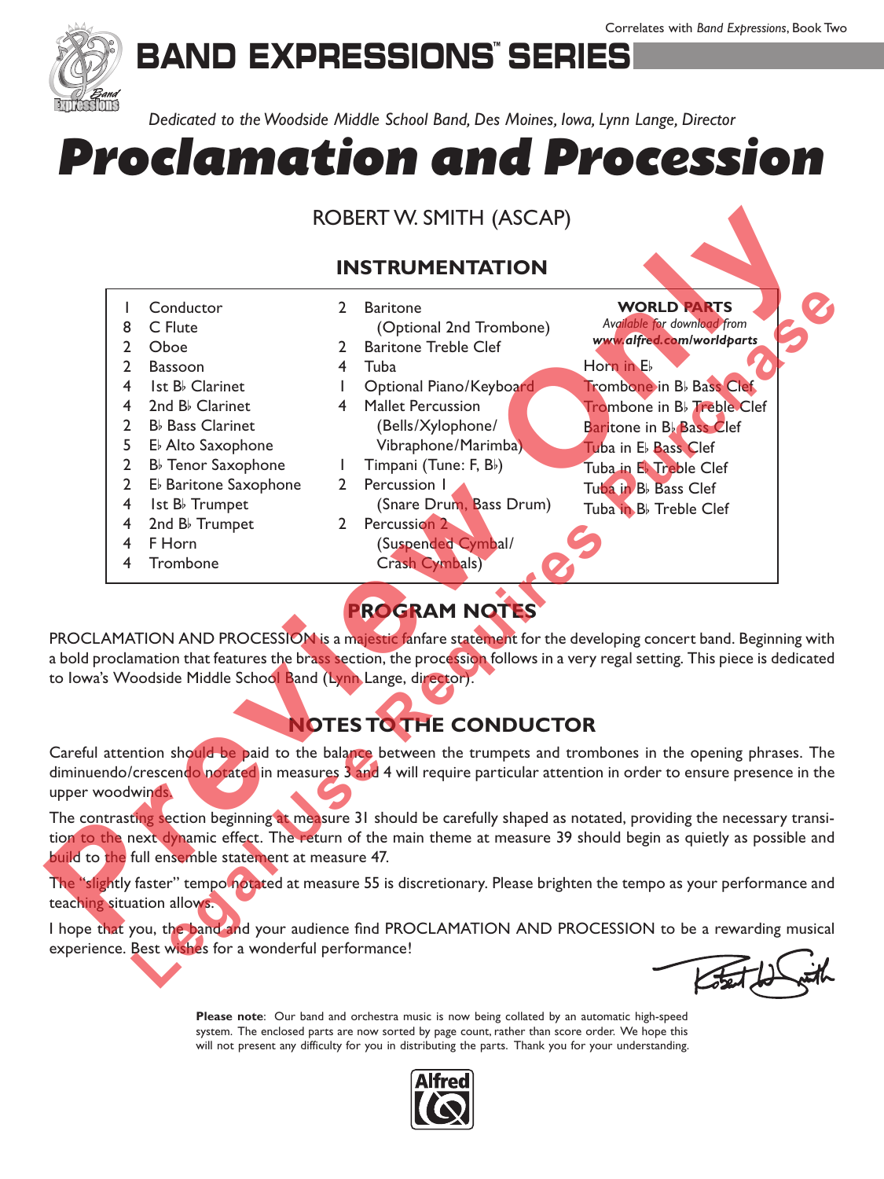Correlates with *Band Expressions*, Book Two

# BAND EXPRESSIONS™ SERIES

*Dedicated to the Woodside Middle School Band, Des Moines, Iowa, Lynn Lange, Director*

# Proclamation and Procession

ROBERT W. SMITH (ASCAP)

## INSTRUMENTATION

- 1 Conductor
- 8 C Flute
- 2 Oboe
- 2 Bassoon
- 4 1st B♭ Clarinet
- 4 2nd B♭ Clarinet
- 2 B♭ Bass Clarinet
- 5 E♭ Alto Saxophone
- 2 B♭ Tenor Saxophone
- 2 E♭ Baritone Saxophone
- 4 1st B♭ Trumpet
- 4 2nd B♭ Trumpet
- 4 F Horn
- 4 Trombone
- 2 Baritone (Optional 2nd Trombone)
- 2 Baritone Treble Clef
- 4 Tuba
- 1 Optional Piano/Keyboard
- 4 Mallet Percussion (Bells/Xylophone/Vibraphone/Marimba)
- 1 Timpani (Tune: F, B♭)
- 2 Percussion 1 (Snare Drum, Bass Drum)
- 2 Percussion 2 (Suspended Cymbal/Crash Cymbals)

**WORLD PARTS**
*Available for download from* ***www.alfred.com/worldparts***

- Horn in E♭
- Trombone in B♭ Bass Clef
- Trombone in B♭ Treble Clef
- Baritone in B♭ Bass Clef
- Tuba in E♭ Bass Clef
- Tuba in E♭ Treble Clef
- Tuba in B♭ Bass Clef
- Tuba in B♭ Treble Clef

## PROGRAM NOTES

PROCLAMATION AND PROCESSION is a majestic fanfare statement for the developing concert band. Beginning with a bold proclamation that features the brass section, the procession follows in a very regal setting. This piece is dedicated to Iowa's Woodside Middle School Band (Lynn Lange, director).

## NOTES TO THE CONDUCTOR

Careful attention should be paid to the balance between the trumpets and trombones in the opening phrases. The diminuendo/crescendo notated in measures 3 and 4 will require particular attention in order to ensure presence in the upper woodwinds.

The contrasting section beginning at measure 31 should be carefully shaped as notated, providing the necessary transition to the next dynamic effect. The return of the main theme at measure 39 should begin as quietly as possible and build to the full ensemble statement at measure 47.

The "slightly faster" tempo notated at measure 55 is discretionary. Please brighten the tempo as your performance and teaching situation allows.

I hope that you, the band and your audience find PROCLAMATION AND PROCESSION to be a rewarding musical experience. Best wishes for a wonderful performance!

Robert W. Smith

**Please note**: Our band and orchestra music is now being collated by an automatic high-speed system. The enclosed parts are now sorted by page count, rather than score order. We hope this will not present any difficulty for you in distributing the parts. Thank you for your understanding.

Alfred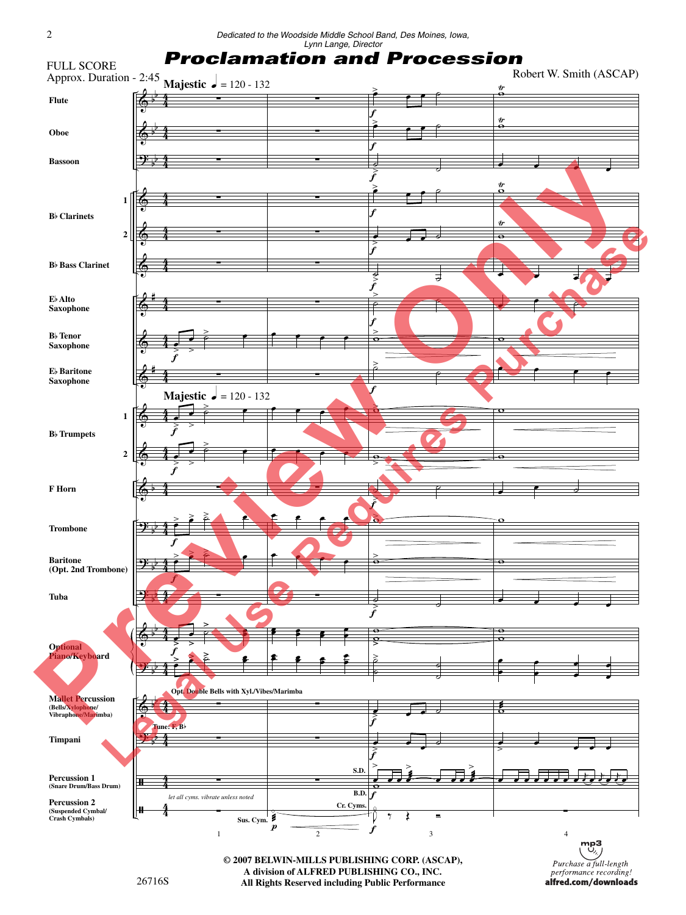*Dedicated to the Woodside Middle School Band, Des Moines, Iowa, Lynn Lange, Director*

FULL SCORE
Approx. Duration - 2:45

# Proclamation and Procession

Robert W. Smith (ASCAP)

**Majestic** ♩ = 120 - 132

Flute
Oboe
Bassoon
B♭ Clarinets 1, 2
B♭ Bass Clarinet
E♭ Alto Saxophone
B♭ Tenor Saxophone
E♭ Baritone Saxophone
B♭ Trumpets 1, 2
F Horn
Trombone
Baritone (Opt. 2nd Trombone)
Tuba
Optional Piano/Keyboard
Mallet Percussion (Bells/Xylophone/Vibraphone/Marimba)
Timpani
Percussion 1 (Snare Drum/Bass Drum)
Percussion 2 (Suspended Cymbal/Crash Cymbals)

Opt. Double Bells with Xyl./Vibes/Marimba

Tune: F, B♭

let all cyms. vibrate unless noted

Sus. Cym.
S.D.
B.D.
Cr. Cyms.

1 2 3 4

© 2007 BELWIN-MILLS PUBLISHING CORP. (ASCAP),
A division of ALFRED PUBLISHING CO., INC.
All Rights Reserved including Public Performance

26716S

Purchase a full-length performance recording!
alfred.com/downloads

Preview Only
Legal Use Requires Purchase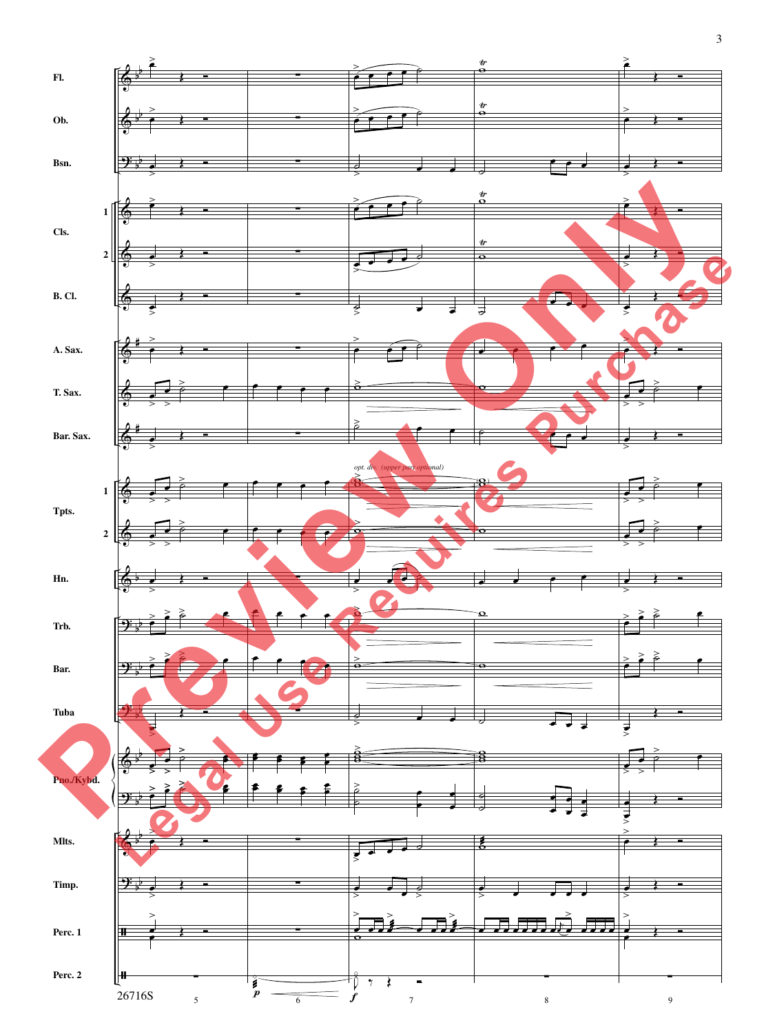Fl.

Ob.

Bsn.

Cls. 1 2

B. Cl.

A. Sax.

T. Sax.

Bar. Sax.

*opt. div. (upper part optional)*

Tpts. 1 2

Hn.

Trb.

Bar.

Tuba

Pno./Kybd.

Mlts.

Timp.

Perc. 1

Perc. 2

*p* *f*

26716S

5 6 7 8 9

Preview Only
Legal Use Requires Purchase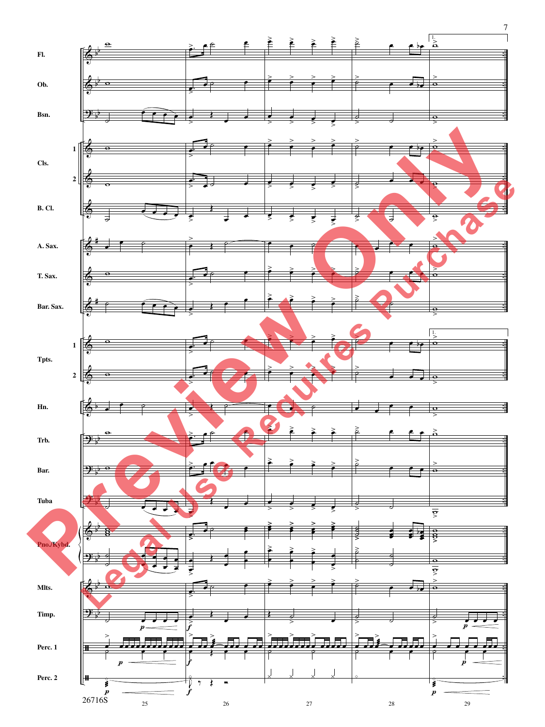Fl.

Ob.

Bsn.

Cls. 1 2

B. Cl.

A. Sax.

T. Sax.

Bar. Sax.

Tpts. 1 2

Hn.

Trb.

Bar.

Tuba

Pno./Kybd.

Mlts.

Timp.

Perc. 1

Perc. 2

26716S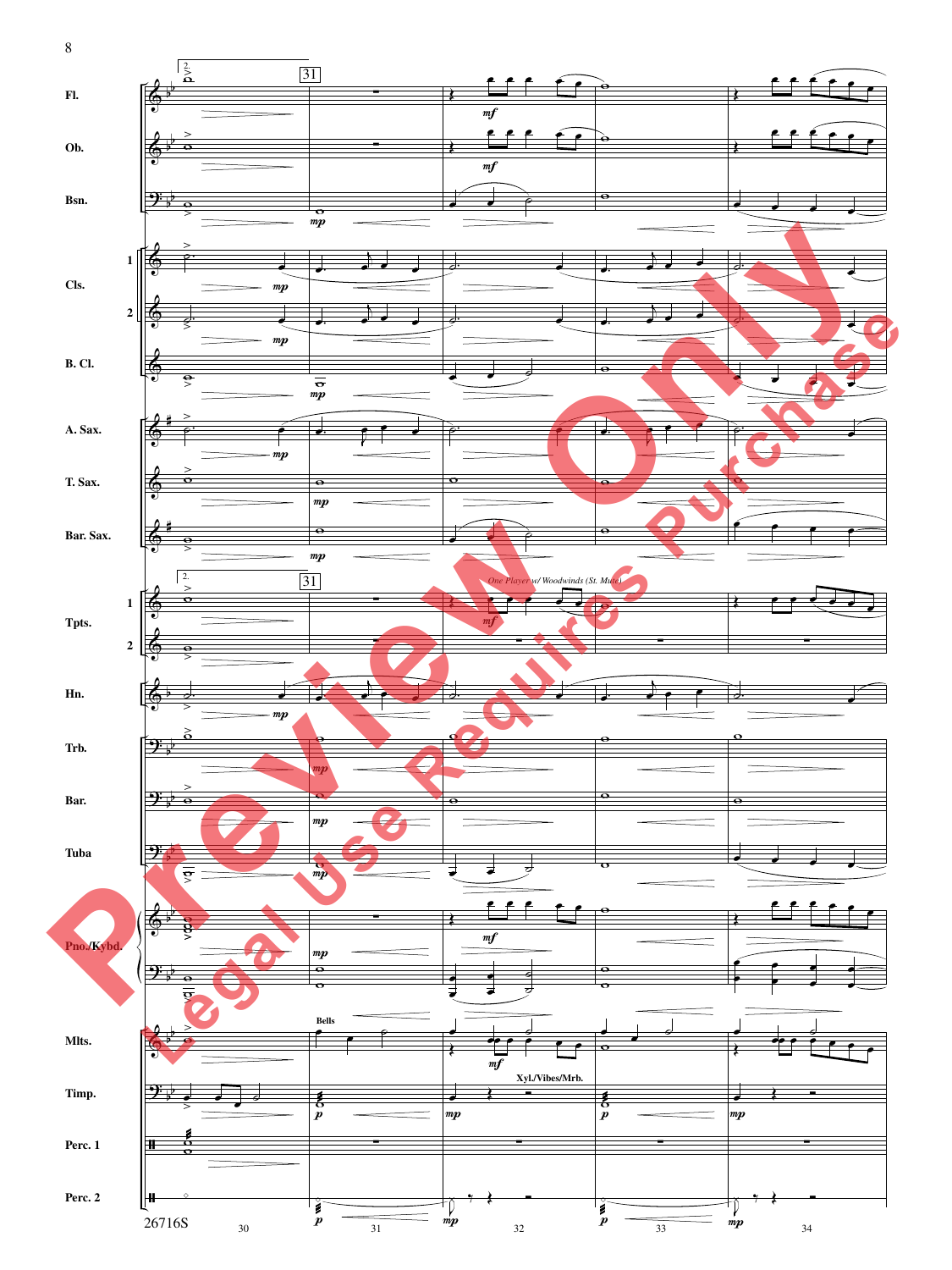Fl.

Ob.

Bsn.

Cls.

B. Cl.

A. Sax.

T. Sax.

Bar. Sax.

Tpts.

*One Player w/ Woodwinds (St. Mute)*

Hn.

Trb.

Bar.

Tuba

Pno./Kybd.

Mlts.

Bells

Xyl./Vibes/Mrb.

Timp.

Perc. 1

Perc. 2

26716S

Preview Only

Legal Use Requires Purchase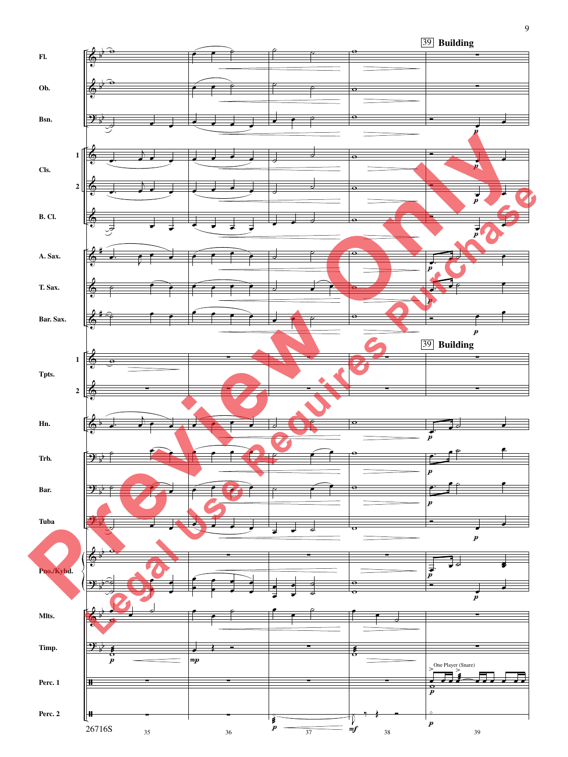39 Building

Fl.

Ob.

Bsn.

Cls. 1 2

B. Cl.

A. Sax.

T. Sax.

Bar. Sax.

Tpts. 1 2

Hn.

Trb.

Bar.

Tuba

Pno./Kybd.

Mlts.

Timp.

Perc. 1

One Player (Snare)

Perc. 2

Preview Only

Legal Use Requires Purchase

26716S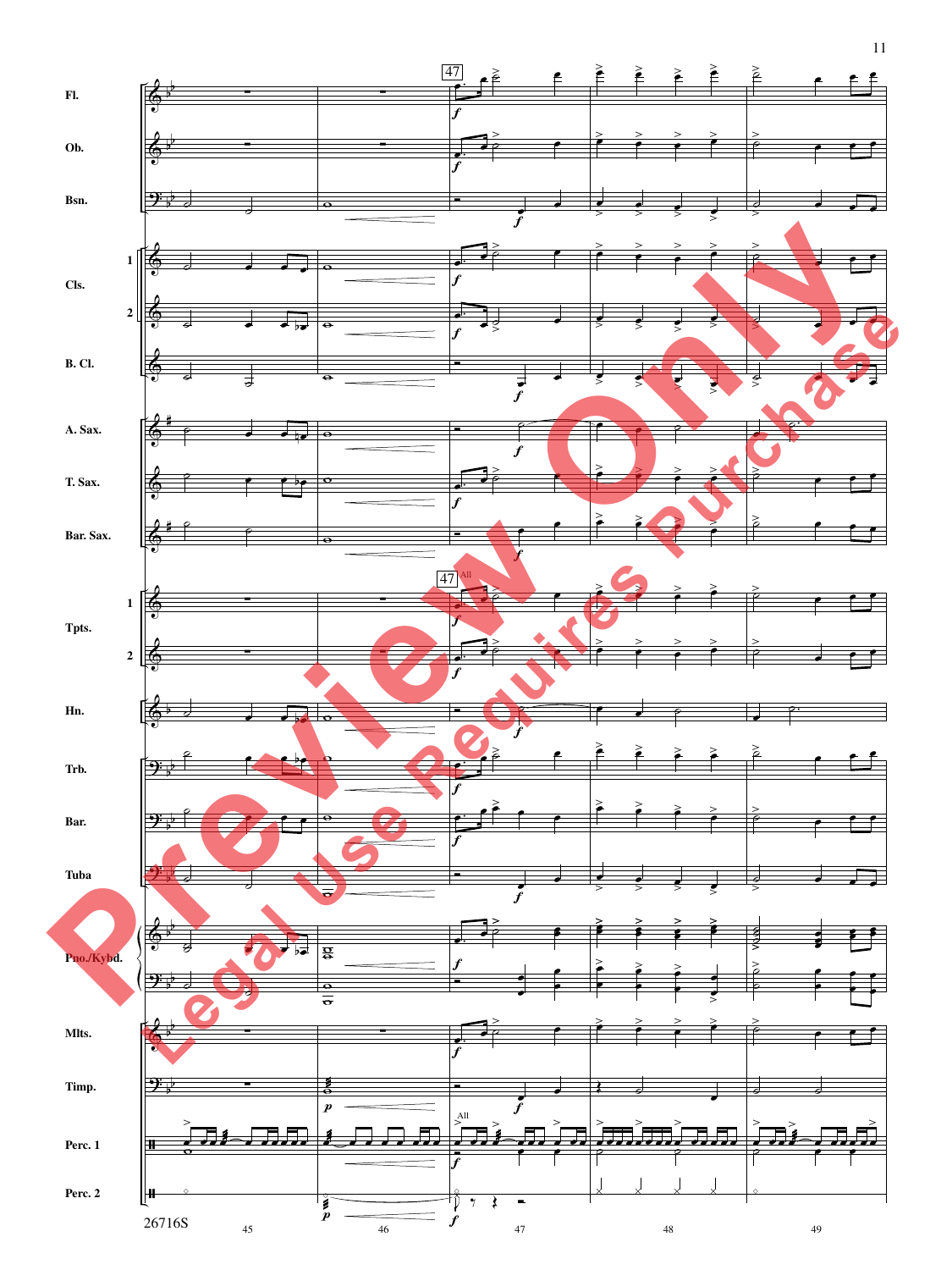Fl.

Ob.

Bsn.

Cls. 1 2

B. Cl.

A. Sax.

T. Sax.

Bar. Sax.

Tpts. 1 2

Hn.

Trb.

Bar.

Tuba

Pno./Kybd.

Mlts.

Timp.

Perc. 1

Perc. 2

47

All

*f*

*p*

Preview Only

Legal Use Requires Purchase

26716S

45 46 47 48 49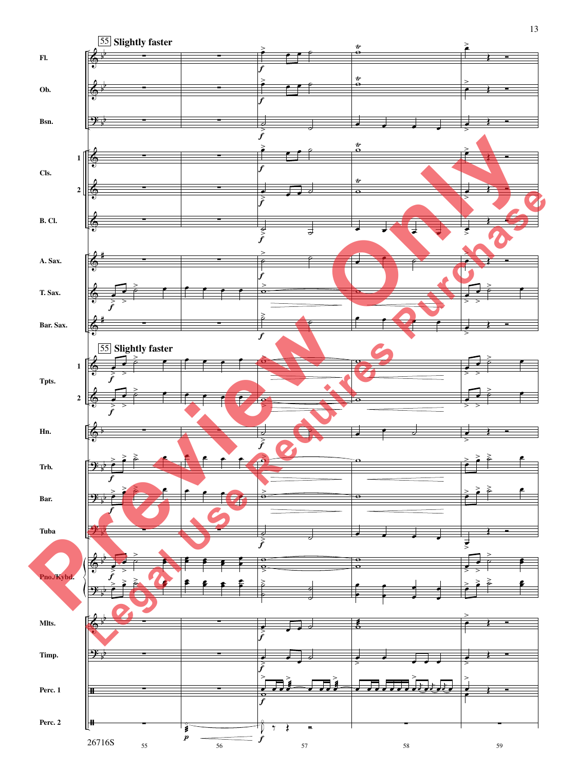55 **Slightly faster**

Fl.

Ob.

Bsn.

Cls. 1 2

B. Cl.

A. Sax.

T. Sax.

Bar. Sax.

55 **Slightly faster**

Tpts. 1 2

Hn.

Trb.

Bar.

Tuba

Pno./Kybd.

Mlts.

Timp.

Perc. 1

Perc. 2

26716S

55 56 57 58 59

Preview Only

Legal Use Requires Purchase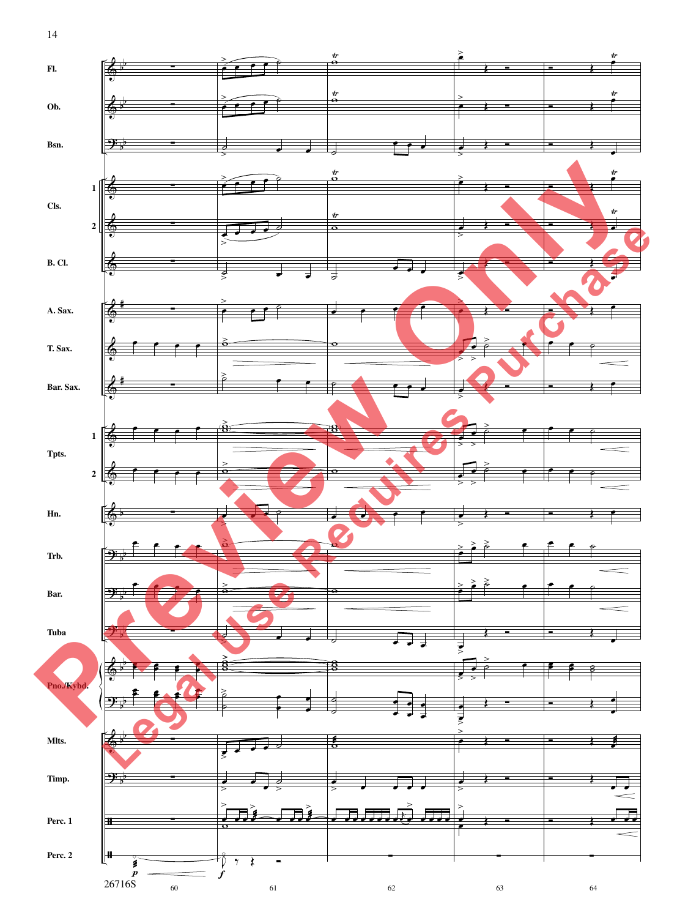Fl.

Ob.

Bsn.

Cls. 1 2

B. Cl.

A. Sax.

T. Sax.

Bar. Sax.

Tpts. 1 2

Hn.

Trb.

Bar.

Tuba

Pno./Kybd.

Mlts.

Timp.

Perc. 1

Perc. 2

Preview Only

Legal Use Requires Purchase

26716S

60 61 62 63 64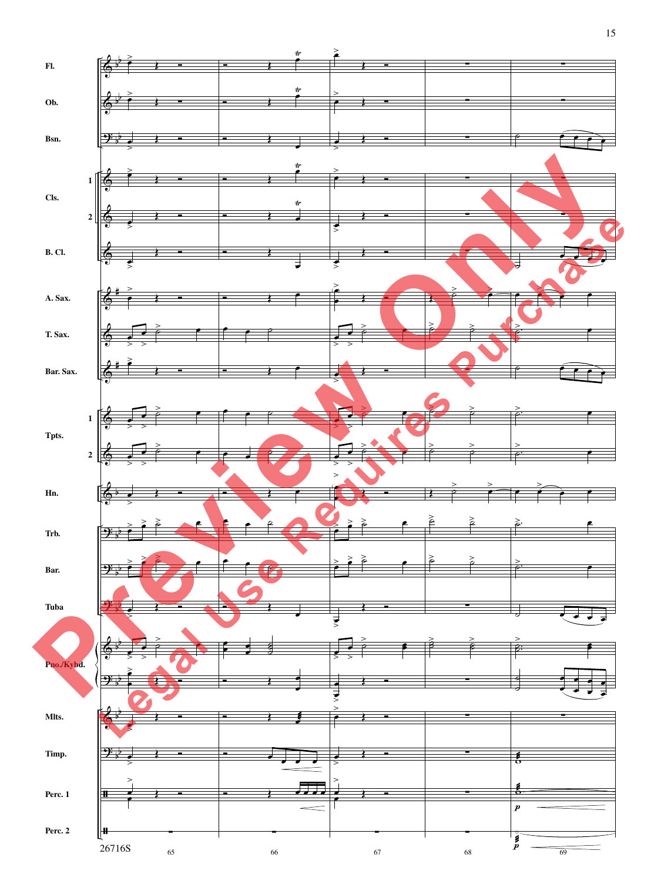Fl.

Ob.

Bsn.

Cls. 1 2

B. Cl.

A. Sax.

T. Sax.

Bar. Sax.

Tpts. 1 2

Hn.

Trb.

Bar.

Tuba

Pno./Kybd.

Mlts.

Timp.

Perc. 1

Perc. 2

65 66 67 68 69

Preview Only
Legal Use Requires Purchase